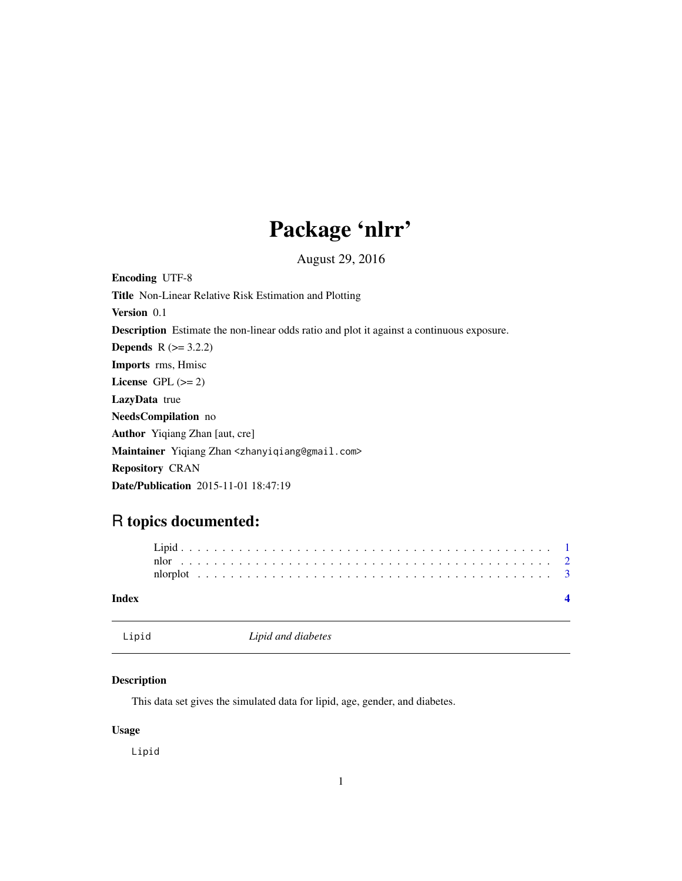# Package 'nlrr'

August 29, 2016

**Encoding** UTF-8

**Title** Non-Linear Relative Risk Estimation and Plotting

**Version** 0.1

**Description** Estimate the non-linear odds ratio and plot it against a continuous exposure.

**Depends** R (>= 3.2.2)

**Imports** rms, Hmisc

**License** GPL (>= 2)

**LazyData** true

**NeedsCompilation** no

**Author** Yiqiang Zhan [aut, cre]

**Maintainer** Yiqiang Zhan <zhanyiqiang@gmail.com>

**Repository** CRAN

**Date/Publication** 2015-11-01 18:47:19

## R topics documented:

- Lipid . . . . . . . . . . . . . . . . . . . . . . . . . . . . . . . . . . . . . . . . . . . 1
- nlor . . . . . . . . . . . . . . . . . . . . . . . . . . . . . . . . . . . . . . . . . . . . 2
- nlorplot . . . . . . . . . . . . . . . . . . . . . . . . . . . . . . . . . . . . . . . . . . 3

**Index** 4

---

`Lipid` *Lipid and diabetes*

---

### Description

This data set gives the simulated data for lipid, age, gender, and diabetes.

### Usage

```
Lipid
```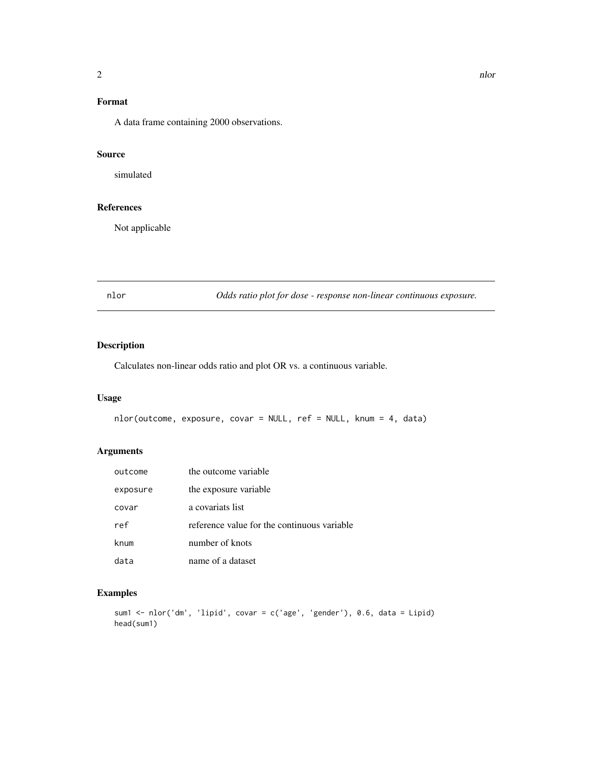## Format

A data frame containing 2000 observations.

## Source

simulated

## References

Not applicable

---

# nlor — *Odds ratio plot for dose - response non-linear continuous exposure.*

---

## Description

Calculates non-linear odds ratio and plot OR vs. a continuous variable.

## Usage

```
nlor(outcome, exposure, covar = NULL, ref = NULL, knum = 4, data)
```

## Arguments

| | |
|---|---|
| `outcome` | the outcome variable |
| `exposure` | the exposure variable |
| `covar` | a covariats list |
| `ref` | reference value for the continuous variable |
| `knum` | number of knots |
| `data` | name of a dataset |

## Examples

```
sum1 <- nlor('dm', 'lipid', covar = c('age', 'gender'), 0.6, data = Lipid)
head(sum1)
```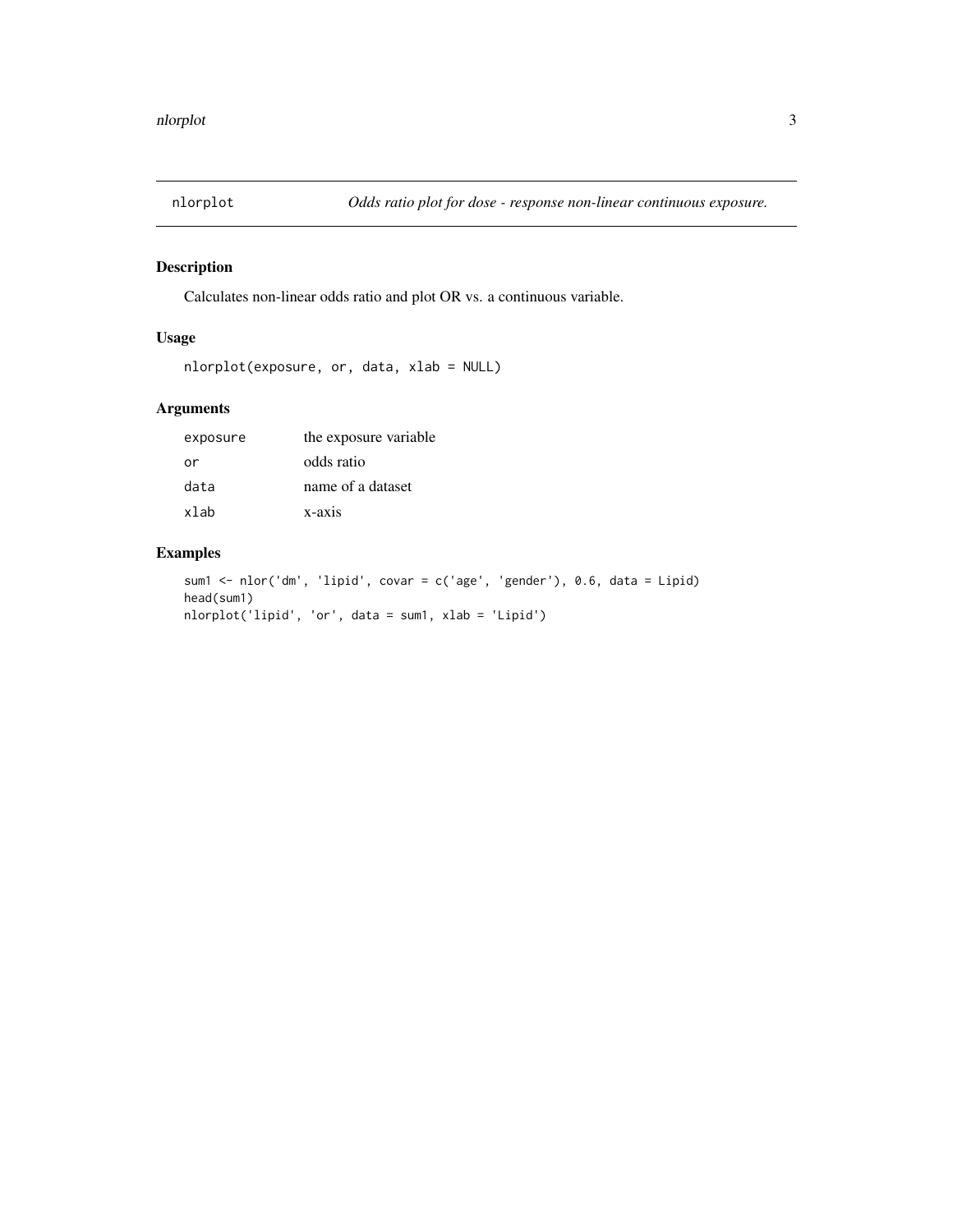# nlorplot *Odds ratio plot for dose - response non-linear continuous exposure.*

## Description

Calculates non-linear odds ratio and plot OR vs. a continuous variable.

## Usage

```
nlorplot(exposure, or, data, xlab = NULL)
```

## Arguments

| | |
|---|---|
| exposure | the exposure variable |
| or | odds ratio |
| data | name of a dataset |
| xlab | x-axis |

## Examples

```
sum1 <- nlor('dm', 'lipid', covar = c('age', 'gender'), 0.6, data = Lipid)
head(sum1)
nlorplot('lipid', 'or', data = sum1, xlab = 'Lipid')
```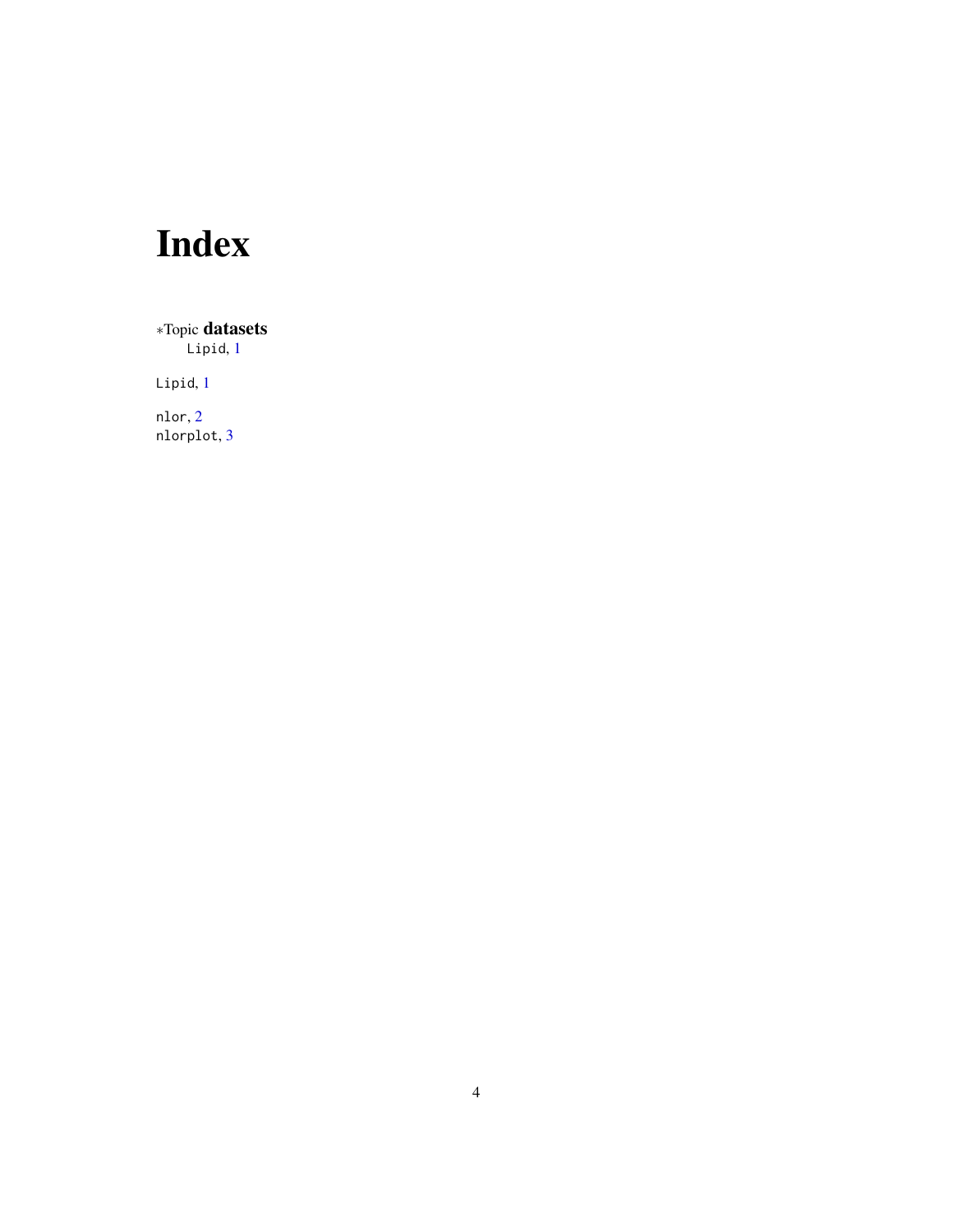# Index

*Topic **datasets**
    `Lipid`, 1

`Lipid`, 1

`nlor`, 2
`nlorplot`, 3